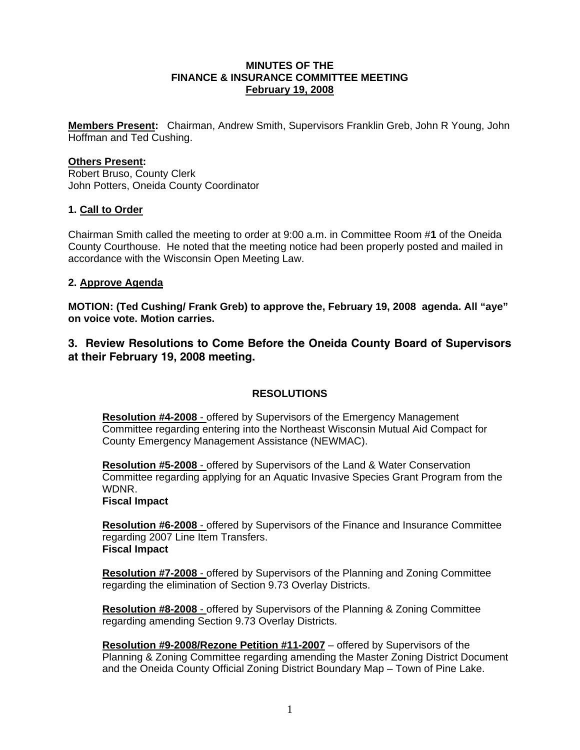**MINUTES OF THE**
**FINANCE & INSURANCE COMMITTEE MEETING**
**February 19, 2008**

**Members Present:** Chairman, Andrew Smith, Supervisors Franklin Greb, John R Young, John Hoffman and Ted Cushing.

**Others Present:**
Robert Bruso, County Clerk
John Potters, Oneida County Coordinator

## 1. Call to Order

Chairman Smith called the meeting to order at 9:00 a.m. in Committee Room #**1** of the Oneida County Courthouse. He noted that the meeting notice had been properly posted and mailed in accordance with the Wisconsin Open Meeting Law.

## 2. Approve Agenda

**MOTION: (Ted Cushing/ Frank Greb) to approve the, February 19, 2008 agenda. All "aye" on voice vote. Motion carries.**

## 3. Review Resolutions to Come Before the Oneida County Board of Supervisors at their February 19, 2008 meeting.

### RESOLUTIONS

**Resolution #4-2008** - offered by Supervisors of the Emergency Management Committee regarding entering into the Northeast Wisconsin Mutual Aid Compact for County Emergency Management Assistance (NEWMAC).

**Resolution #5-2008** - offered by Supervisors of the Land & Water Conservation Committee regarding applying for an Aquatic Invasive Species Grant Program from the WDNR.
**Fiscal Impact**

**Resolution #6-2008** - offered by Supervisors of the Finance and Insurance Committee regarding 2007 Line Item Transfers.
**Fiscal Impact**

**Resolution #7-2008** - offered by Supervisors of the Planning and Zoning Committee regarding the elimination of Section 9.73 Overlay Districts.

**Resolution #8-2008** - offered by Supervisors of the Planning & Zoning Committee regarding amending Section 9.73 Overlay Districts.

**Resolution #9-2008/Rezone Petition #11-2007** – offered by Supervisors of the Planning & Zoning Committee regarding amending the Master Zoning District Document and the Oneida County Official Zoning District Boundary Map – Town of Pine Lake.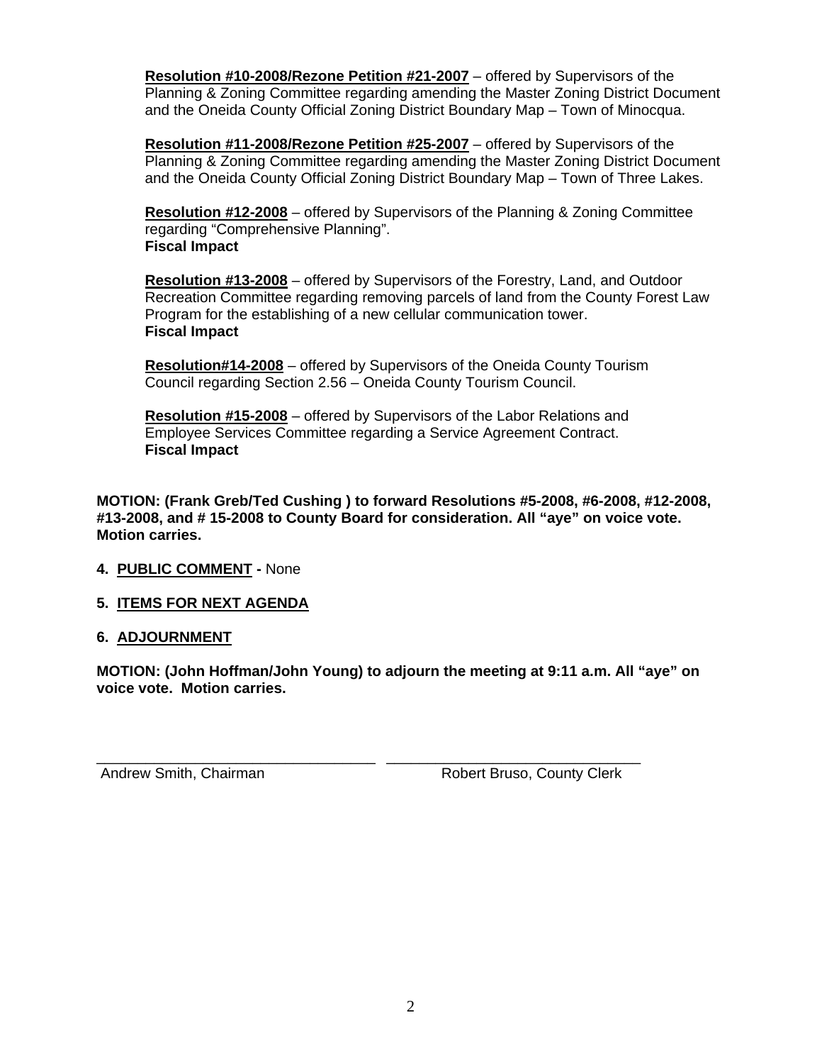**Resolution #10-2008/Rezone Petition #21-2007** – offered by Supervisors of the Planning & Zoning Committee regarding amending the Master Zoning District Document and the Oneida County Official Zoning District Boundary Map – Town of Minocqua.

**Resolution #11-2008/Rezone Petition #25-2007** – offered by Supervisors of the Planning & Zoning Committee regarding amending the Master Zoning District Document and the Oneida County Official Zoning District Boundary Map – Town of Three Lakes.

**Resolution #12-2008** – offered by Supervisors of the Planning & Zoning Committee regarding "Comprehensive Planning".
**Fiscal Impact**

**Resolution #13-2008** – offered by Supervisors of the Forestry, Land, and Outdoor Recreation Committee regarding removing parcels of land from the County Forest Law Program for the establishing of a new cellular communication tower.
**Fiscal Impact**

**Resolution#14-2008** – offered by Supervisors of the Oneida County Tourism Council regarding Section 2.56 – Oneida County Tourism Council.

**Resolution #15-2008** – offered by Supervisors of the Labor Relations and Employee Services Committee regarding a Service Agreement Contract.
**Fiscal Impact**

**MOTION: (Frank Greb/Ted Cushing ) to forward Resolutions #5-2008, #6-2008, #12-2008, #13-2008, and # 15-2008 to County Board for consideration. All "aye" on voice vote. Motion carries.**

**4. PUBLIC COMMENT -** None

**5. ITEMS FOR NEXT AGENDA**

**6. ADJOURNMENT**

**MOTION: (John Hoffman/John Young) to adjourn the meeting at 9:11 a.m. All "aye" on voice vote. Motion carries.**

_________________________________ _______________________________
Andrew Smith, Chairman Robert Bruso, County Clerk